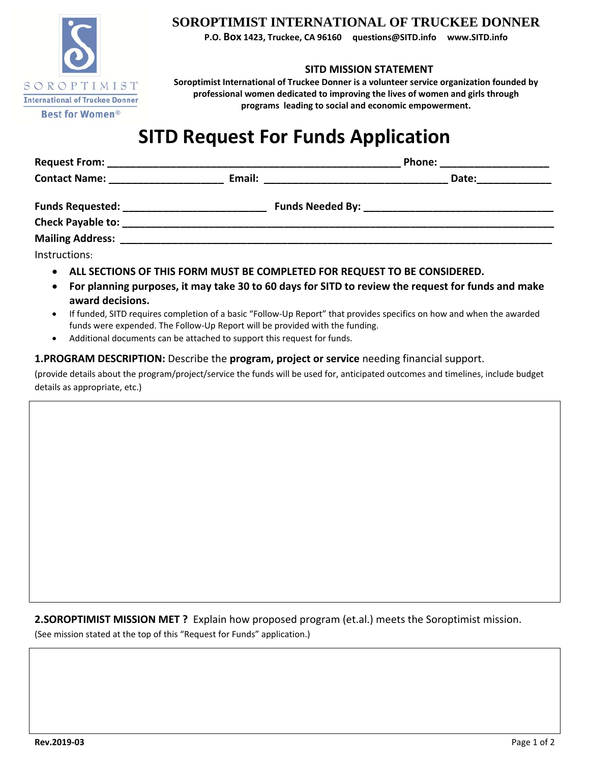**SOROPTIMIST INTERNATIONAL OF TRUCKEE DONNER**

**P.O. Box 1423, Truckee, CA 96160 questions@SITD.info www.SITD.info**

SOROPTIMIST
International of Truckee Donner
Best for Women®

**SITD MISSION STATEMENT**

**Soroptimist International of Truckee Donner is a volunteer service organization founded by professional women dedicated to improving the lives of women and girls through programs leading to social and economic empowerment.**

# SITD Request For Funds Application

**Request From:** ______________________________________________ **Phone:** ___________________

**Contact Name:** ____________________ **Email:** ________________________________ **Date:**_____________

**Funds Requested:** _________________________ **Funds Needed By:** _________________________________

**Check Payable to:** ____________________________________________________________________________

**Mailing Address:** ____________________________________________________________________________

Instructions:

- **ALL SECTIONS OF THIS FORM MUST BE COMPLETED FOR REQUEST TO BE CONSIDERED.**
- **For planning purposes, it may take 30 to 60 days for SITD to review the request for funds and make award decisions.**
- If funded, SITD requires completion of a basic "Follow-Up Report" that provides specifics on how and when the awarded funds were expended. The Follow-Up Report will be provided with the funding.
- Additional documents can be attached to support this request for funds.

**1.PROGRAM DESCRIPTION:** Describe the **program, project or service** needing financial support.

(provide details about the program/project/service the funds will be used for, anticipated outcomes and timelines, include budget details as appropriate, etc.)

**2.SOROPTIMIST MISSION MET ?** Explain how proposed program (et.al.) meets the Soroptimist mission.

(See mission stated at the top of this "Request for Funds" application.)

**Rev.2019-03**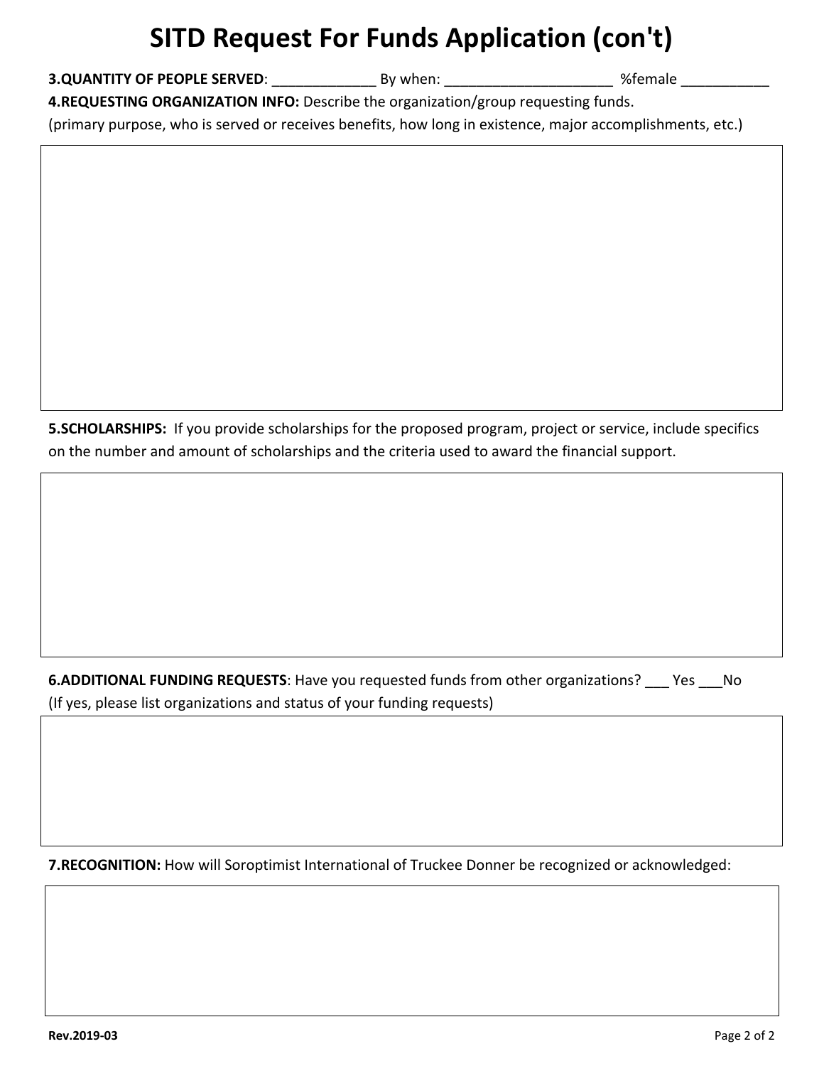# SITD Request For Funds Application (con't)

**3.QUANTITY OF PEOPLE SERVED**: _____________ By when: _____________________ %female ___________

**4.REQUESTING ORGANIZATION INFO:** Describe the organization/group requesting funds.
(primary purpose, who is served or receives benefits, how long in existence, major accomplishments, etc.)

**5.SCHOLARSHIPS:** If you provide scholarships for the proposed program, project or service, include specifics on the number and amount of scholarships and the criteria used to award the financial support.

**6.ADDITIONAL FUNDING REQUESTS**: Have you requested funds from other organizations? ___ Yes ___No
(If yes, please list organizations and status of your funding requests)

**7.RECOGNITION:** How will Soroptimist International of Truckee Donner be recognized or acknowledged:

**Rev.2019-03**